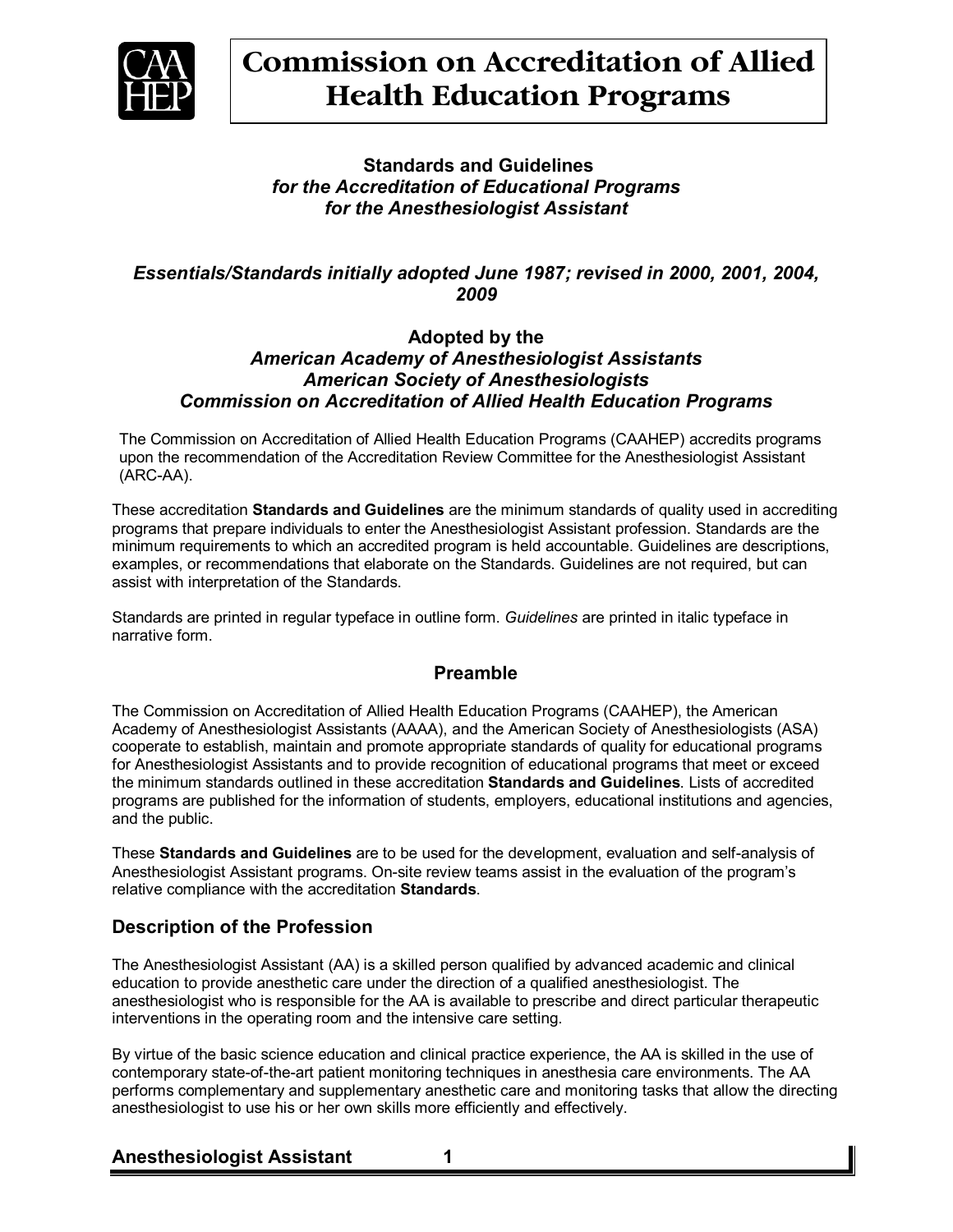# Commission on Accreditation of Allied Health Education Programs

**Standards and Guidelines**
***for the Accreditation of Educational Programs***
***for the Anesthesiologist Assistant***

***Essentials/Standards initially adopted June 1987; revised in 2000, 2001, 2004, 2009***

**Adopted by the**
***American Academy of Anesthesiologist Assistants***
***American Society of Anesthesiologists***
***Commission on Accreditation of Allied Health Education Programs***

The Commission on Accreditation of Allied Health Education Programs (CAAHEP) accredits programs upon the recommendation of the Accreditation Review Committee for the Anesthesiologist Assistant (ARC-AA).

These accreditation **Standards and Guidelines** are the minimum standards of quality used in accrediting programs that prepare individuals to enter the Anesthesiologist Assistant profession. Standards are the minimum requirements to which an accredited program is held accountable. Guidelines are descriptions, examples, or recommendations that elaborate on the Standards. Guidelines are not required, but can assist with interpretation of the Standards.

Standards are printed in regular typeface in outline form. *Guidelines* are printed in italic typeface in narrative form.

## Preamble

The Commission on Accreditation of Allied Health Education Programs (CAAHEP), the American Academy of Anesthesiologist Assistants (AAAA), and the American Society of Anesthesiologists (ASA) cooperate to establish, maintain and promote appropriate standards of quality for educational programs for Anesthesiologist Assistants and to provide recognition of educational programs that meet or exceed the minimum standards outlined in these accreditation **Standards and Guidelines**. Lists of accredited programs are published for the information of students, employers, educational institutions and agencies, and the public.

These **Standards and Guidelines** are to be used for the development, evaluation and self-analysis of Anesthesiologist Assistant programs. On-site review teams assist in the evaluation of the program's relative compliance with the accreditation **Standards**.

## Description of the Profession

The Anesthesiologist Assistant (AA) is a skilled person qualified by advanced academic and clinical education to provide anesthetic care under the direction of a qualified anesthesiologist. The anesthesiologist who is responsible for the AA is available to prescribe and direct particular therapeutic interventions in the operating room and the intensive care setting.

By virtue of the basic science education and clinical practice experience, the AA is skilled in the use of contemporary state-of-the-art patient monitoring techniques in anesthesia care environments. The AA performs complementary and supplementary anesthetic care and monitoring tasks that allow the directing anesthesiologist to use his or her own skills more efficiently and effectively.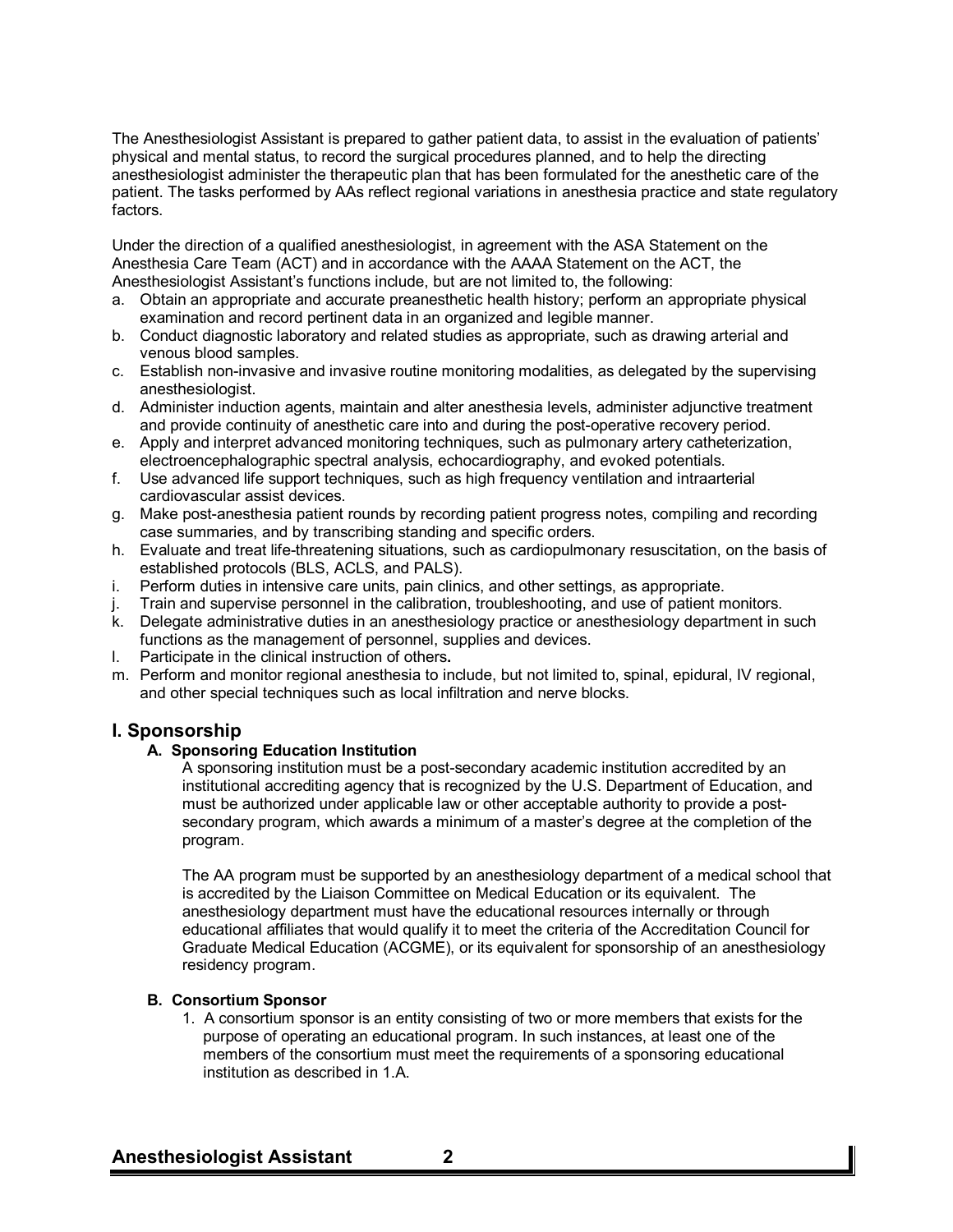The Anesthesiologist Assistant is prepared to gather patient data, to assist in the evaluation of patients' physical and mental status, to record the surgical procedures planned, and to help the directing anesthesiologist administer the therapeutic plan that has been formulated for the anesthetic care of the patient. The tasks performed by AAs reflect regional variations in anesthesia practice and state regulatory factors.

Under the direction of a qualified anesthesiologist, in agreement with the ASA Statement on the Anesthesia Care Team (ACT) and in accordance with the AAAA Statement on the ACT, the Anesthesiologist Assistant's functions include, but are not limited to, the following:

a. Obtain an appropriate and accurate preanesthetic health history; perform an appropriate physical examination and record pertinent data in an organized and legible manner.
b. Conduct diagnostic laboratory and related studies as appropriate, such as drawing arterial and venous blood samples.
c. Establish non-invasive and invasive routine monitoring modalities, as delegated by the supervising anesthesiologist.
d. Administer induction agents, maintain and alter anesthesia levels, administer adjunctive treatment and provide continuity of anesthetic care into and during the post-operative recovery period.
e. Apply and interpret advanced monitoring techniques, such as pulmonary artery catheterization, electroencephalographic spectral analysis, echocardiography, and evoked potentials.
f. Use advanced life support techniques, such as high frequency ventilation and intraarterial cardiovascular assist devices.
g. Make post-anesthesia patient rounds by recording patient progress notes, compiling and recording case summaries, and by transcribing standing and specific orders.
h. Evaluate and treat life-threatening situations, such as cardiopulmonary resuscitation, on the basis of established protocols (BLS, ACLS, and PALS).
i. Perform duties in intensive care units, pain clinics, and other settings, as appropriate.
j. Train and supervise personnel in the calibration, troubleshooting, and use of patient monitors.
k. Delegate administrative duties in an anesthesiology practice or anesthesiology department in such functions as the management of personnel, supplies and devices.
l. Participate in the clinical instruction of others**.**
m. Perform and monitor regional anesthesia to include, but not limited to, spinal, epidural, IV regional, and other special techniques such as local infiltration and nerve blocks.

## I. Sponsorship

### A. Sponsoring Education Institution

A sponsoring institution must be a post-secondary academic institution accredited by an institutional accrediting agency that is recognized by the U.S. Department of Education, and must be authorized under applicable law or other acceptable authority to provide a post-secondary program, which awards a minimum of a master's degree at the completion of the program.

The AA program must be supported by an anesthesiology department of a medical school that is accredited by the Liaison Committee on Medical Education or its equivalent. The anesthesiology department must have the educational resources internally or through educational affiliates that would qualify it to meet the criteria of the Accreditation Council for Graduate Medical Education (ACGME), or its equivalent for sponsorship of an anesthesiology residency program.

### B. Consortium Sponsor

1. A consortium sponsor is an entity consisting of two or more members that exists for the purpose of operating an educational program. In such instances, at least one of the members of the consortium must meet the requirements of a sponsoring educational institution as described in 1.A.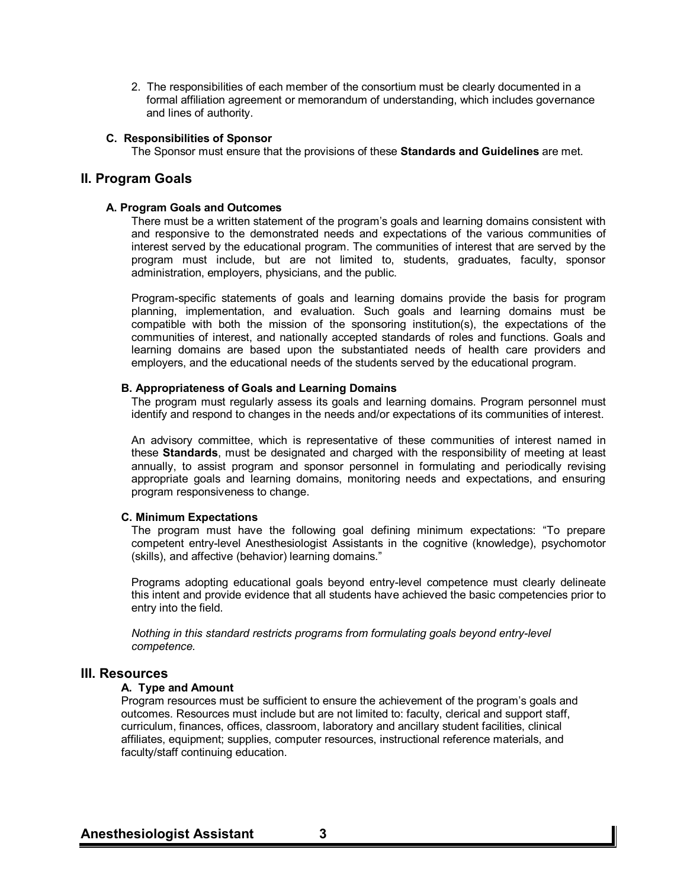2. The responsibilities of each member of the consortium must be clearly documented in a formal affiliation agreement or memorandum of understanding, which includes governance and lines of authority.

### C. Responsibilities of Sponsor

The Sponsor must ensure that the provisions of these **Standards and Guidelines** are met.

## II. Program Goals

### A. Program Goals and Outcomes

There must be a written statement of the program's goals and learning domains consistent with and responsive to the demonstrated needs and expectations of the various communities of interest served by the educational program. The communities of interest that are served by the program must include, but are not limited to, students, graduates, faculty, sponsor administration, employers, physicians, and the public.

Program-specific statements of goals and learning domains provide the basis for program planning, implementation, and evaluation. Such goals and learning domains must be compatible with both the mission of the sponsoring institution(s), the expectations of the communities of interest, and nationally accepted standards of roles and functions. Goals and learning domains are based upon the substantiated needs of health care providers and employers, and the educational needs of the students served by the educational program.

### B. Appropriateness of Goals and Learning Domains

The program must regularly assess its goals and learning domains. Program personnel must identify and respond to changes in the needs and/or expectations of its communities of interest.

An advisory committee, which is representative of these communities of interest named in these **Standards**, must be designated and charged with the responsibility of meeting at least annually, to assist program and sponsor personnel in formulating and periodically revising appropriate goals and learning domains, monitoring needs and expectations, and ensuring program responsiveness to change.

### C. Minimum Expectations

The program must have the following goal defining minimum expectations: "To prepare competent entry-level Anesthesiologist Assistants in the cognitive (knowledge), psychomotor (skills), and affective (behavior) learning domains."

Programs adopting educational goals beyond entry-level competence must clearly delineate this intent and provide evidence that all students have achieved the basic competencies prior to entry into the field.

*Nothing in this standard restricts programs from formulating goals beyond entry-level competence.*

## III. Resources

### A. Type and Amount

Program resources must be sufficient to ensure the achievement of the program's goals and outcomes. Resources must include but are not limited to: faculty, clerical and support staff, curriculum, finances, offices, classroom, laboratory and ancillary student facilities, clinical affiliates, equipment; supplies, computer resources, instructional reference materials, and faculty/staff continuing education.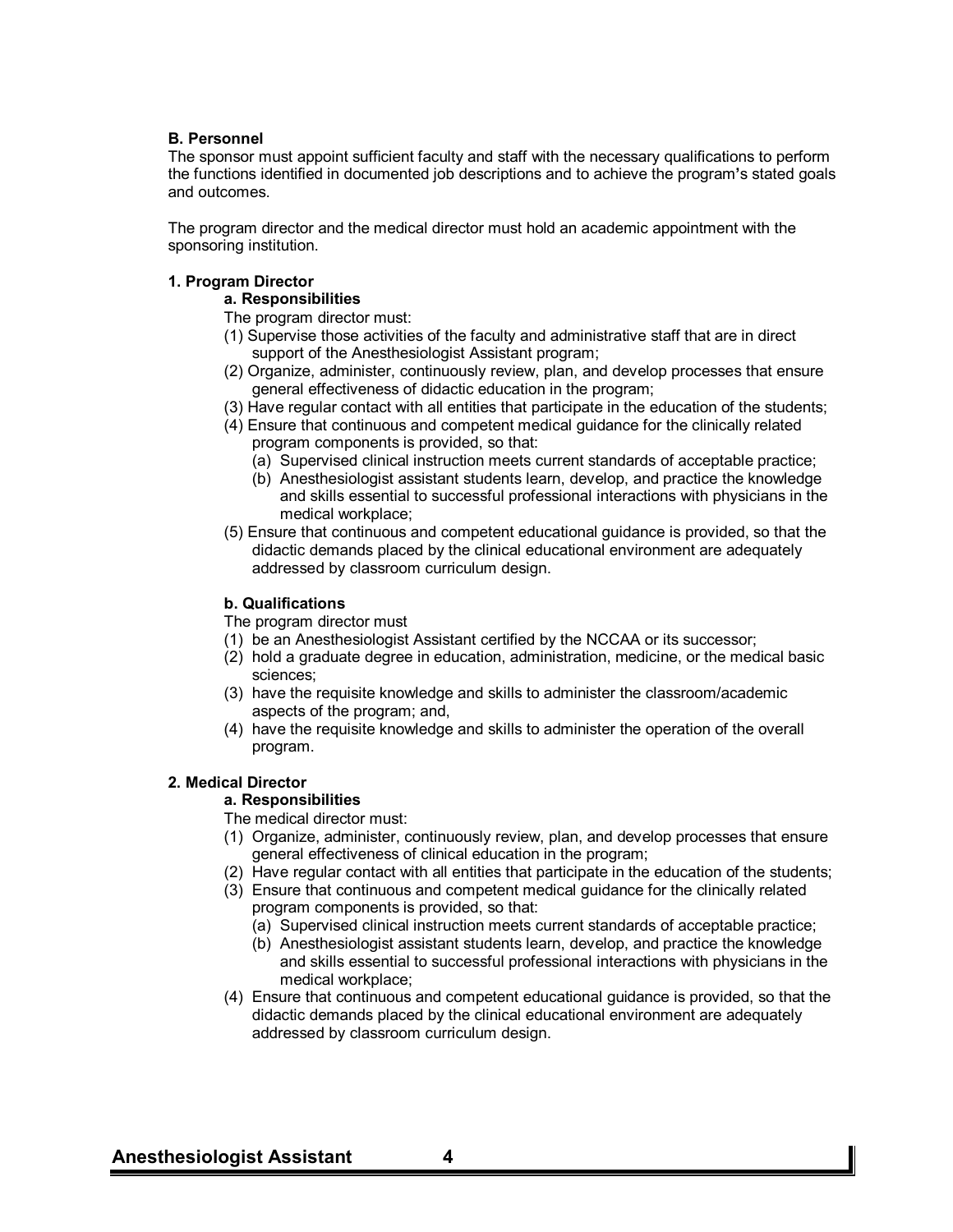### B. Personnel

The sponsor must appoint sufficient faculty and staff with the necessary qualifications to perform the functions identified in documented job descriptions and to achieve the program's stated goals and outcomes.

The program director and the medical director must hold an academic appointment with the sponsoring institution.

#### 1. Program Director

**a. Responsibilities**

The program director must:

(1) Supervise those activities of the faculty and administrative staff that are in direct support of the Anesthesiologist Assistant program;

(2) Organize, administer, continuously review, plan, and develop processes that ensure general effectiveness of didactic education in the program;

(3) Have regular contact with all entities that participate in the education of the students;

(4) Ensure that continuous and competent medical guidance for the clinically related program components is provided, so that:

- (a) Supervised clinical instruction meets current standards of acceptable practice;
- (b) Anesthesiologist assistant students learn, develop, and practice the knowledge and skills essential to successful professional interactions with physicians in the medical workplace;

(5) Ensure that continuous and competent educational guidance is provided, so that the didactic demands placed by the clinical educational environment are adequately addressed by classroom curriculum design.

**b. Qualifications**

The program director must

(1) be an Anesthesiologist Assistant certified by the NCCAA or its successor;

(2) hold a graduate degree in education, administration, medicine, or the medical basic sciences;

(3) have the requisite knowledge and skills to administer the classroom/academic aspects of the program; and,

(4) have the requisite knowledge and skills to administer the operation of the overall program.

#### 2. Medical Director

**a. Responsibilities**

The medical director must:

(1) Organize, administer, continuously review, plan, and develop processes that ensure general effectiveness of clinical education in the program;

(2) Have regular contact with all entities that participate in the education of the students;

(3) Ensure that continuous and competent medical guidance for the clinically related program components is provided, so that:

- (a) Supervised clinical instruction meets current standards of acceptable practice;
- (b) Anesthesiologist assistant students learn, develop, and practice the knowledge and skills essential to successful professional interactions with physicians in the medical workplace;

(4) Ensure that continuous and competent educational guidance is provided, so that the didactic demands placed by the clinical educational environment are adequately addressed by classroom curriculum design.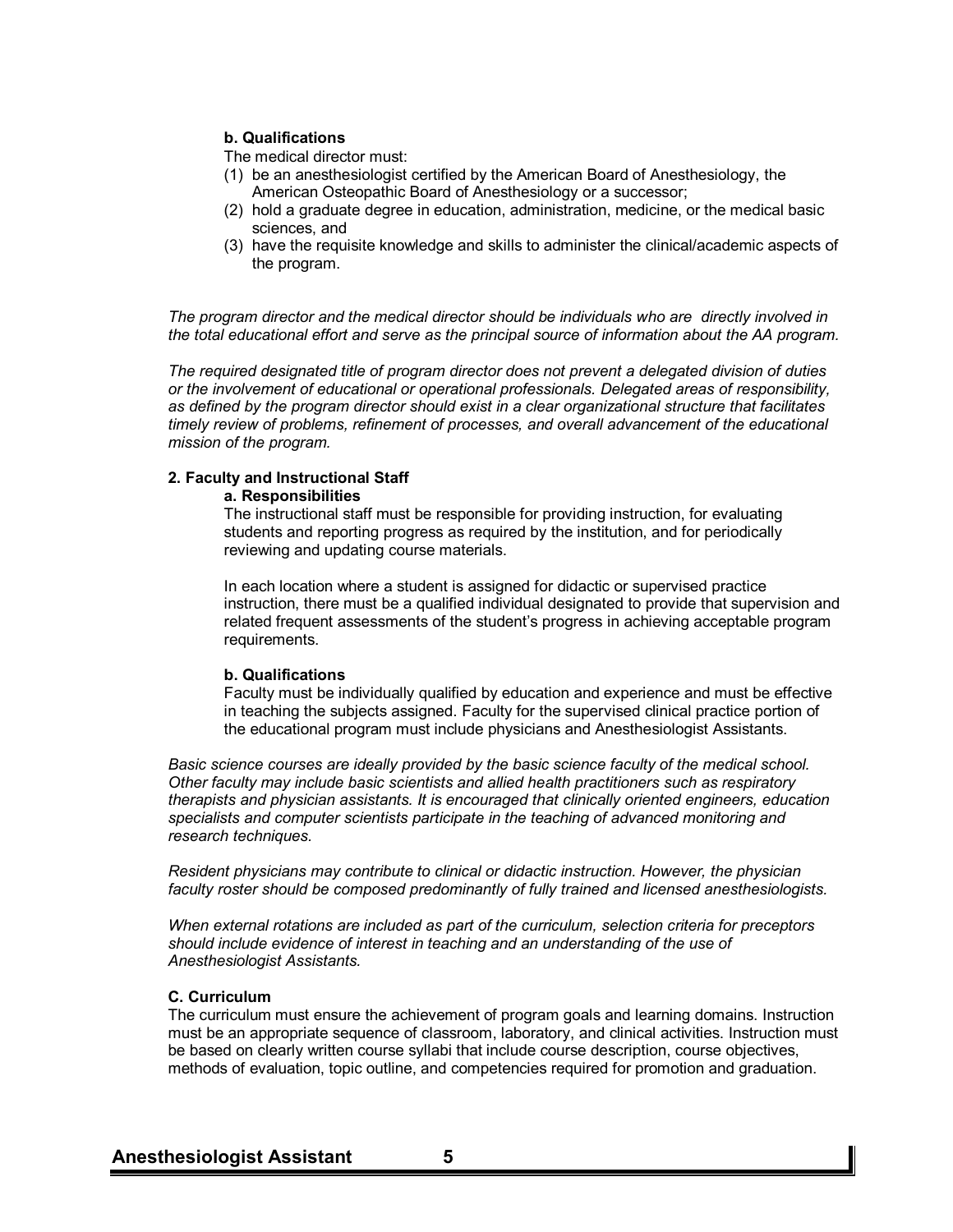**b. Qualifications**

The medical director must:

(1) be an anesthesiologist certified by the American Board of Anesthesiology, the American Osteopathic Board of Anesthesiology or a successor;
(2) hold a graduate degree in education, administration, medicine, or the medical basic sciences, and
(3) have the requisite knowledge and skills to administer the clinical/academic aspects of the program.

*The program director and the medical director should be individuals who are directly involved in the total educational effort and serve as the principal source of information about the AA program.*

*The required designated title of program director does not prevent a delegated division of duties or the involvement of educational or operational professionals. Delegated areas of responsibility, as defined by the program director should exist in a clear organizational structure that facilitates timely review of problems, refinement of processes, and overall advancement of the educational mission of the program.*

**2. Faculty and Instructional Staff**

**a. Responsibilities**

The instructional staff must be responsible for providing instruction, for evaluating students and reporting progress as required by the institution, and for periodically reviewing and updating course materials.

In each location where a student is assigned for didactic or supervised practice instruction, there must be a qualified individual designated to provide that supervision and related frequent assessments of the student's progress in achieving acceptable program requirements.

**b. Qualifications**

Faculty must be individually qualified by education and experience and must be effective in teaching the subjects assigned. Faculty for the supervised clinical practice portion of the educational program must include physicians and Anesthesiologist Assistants.

*Basic science courses are ideally provided by the basic science faculty of the medical school. Other faculty may include basic scientists and allied health practitioners such as respiratory therapists and physician assistants. It is encouraged that clinically oriented engineers, education specialists and computer scientists participate in the teaching of advanced monitoring and research techniques.*

*Resident physicians may contribute to clinical or didactic instruction. However, the physician faculty roster should be composed predominantly of fully trained and licensed anesthesiologists.*

*When external rotations are included as part of the curriculum, selection criteria for preceptors should include evidence of interest in teaching and an understanding of the use of Anesthesiologist Assistants.*

**C. Curriculum**

The curriculum must ensure the achievement of program goals and learning domains. Instruction must be an appropriate sequence of classroom, laboratory, and clinical activities. Instruction must be based on clearly written course syllabi that include course description, course objectives, methods of evaluation, topic outline, and competencies required for promotion and graduation.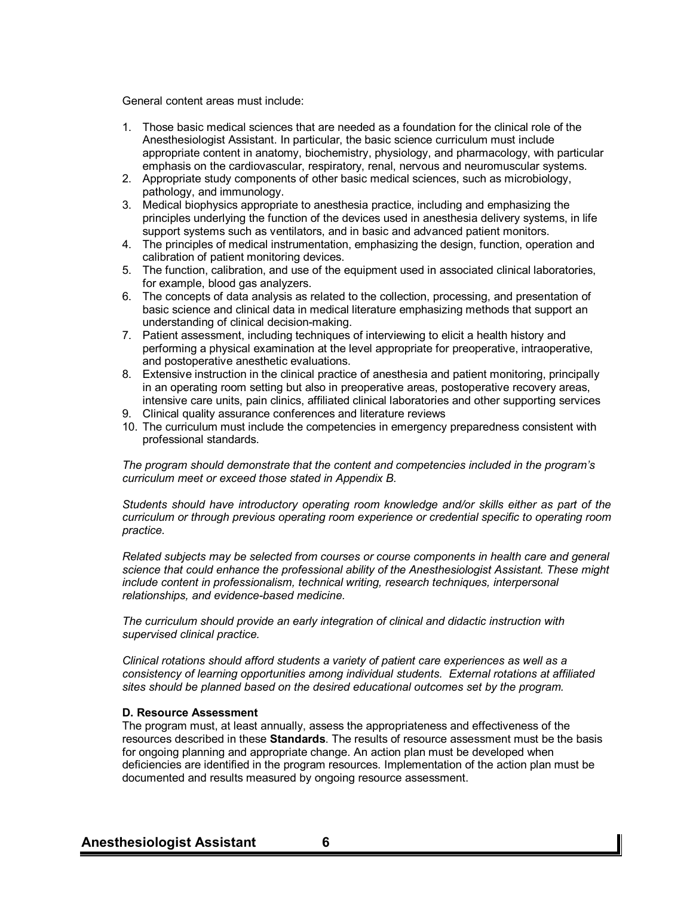General content areas must include:

1. Those basic medical sciences that are needed as a foundation for the clinical role of the Anesthesiologist Assistant. In particular, the basic science curriculum must include appropriate content in anatomy, biochemistry, physiology, and pharmacology, with particular emphasis on the cardiovascular, respiratory, renal, nervous and neuromuscular systems.
2. Appropriate study components of other basic medical sciences, such as microbiology, pathology, and immunology.
3. Medical biophysics appropriate to anesthesia practice, including and emphasizing the principles underlying the function of the devices used in anesthesia delivery systems, in life support systems such as ventilators, and in basic and advanced patient monitors.
4. The principles of medical instrumentation, emphasizing the design, function, operation and calibration of patient monitoring devices.
5. The function, calibration, and use of the equipment used in associated clinical laboratories, for example, blood gas analyzers.
6. The concepts of data analysis as related to the collection, processing, and presentation of basic science and clinical data in medical literature emphasizing methods that support an understanding of clinical decision-making.
7. Patient assessment, including techniques of interviewing to elicit a health history and performing a physical examination at the level appropriate for preoperative, intraoperative, and postoperative anesthetic evaluations.
8. Extensive instruction in the clinical practice of anesthesia and patient monitoring, principally in an operating room setting but also in preoperative areas, postoperative recovery areas, intensive care units, pain clinics, affiliated clinical laboratories and other supporting services
9. Clinical quality assurance conferences and literature reviews
10. The curriculum must include the competencies in emergency preparedness consistent with professional standards.

*The program should demonstrate that the content and competencies included in the program's curriculum meet or exceed those stated in Appendix B.*

*Students should have introductory operating room knowledge and/or skills either as part of the curriculum or through previous operating room experience or credential specific to operating room practice.*

*Related subjects may be selected from courses or course components in health care and general science that could enhance the professional ability of the Anesthesiologist Assistant. These might include content in professionalism, technical writing, research techniques, interpersonal relationships, and evidence-based medicine.*

*The curriculum should provide an early integration of clinical and didactic instruction with supervised clinical practice.*

*Clinical rotations should afford students a variety of patient care experiences as well as a consistency of learning opportunities among individual students. External rotations at affiliated sites should be planned based on the desired educational outcomes set by the program.*

**D. Resource Assessment**

The program must, at least annually, assess the appropriateness and effectiveness of the resources described in these **Standards**. The results of resource assessment must be the basis for ongoing planning and appropriate change. An action plan must be developed when deficiencies are identified in the program resources. Implementation of the action plan must be documented and results measured by ongoing resource assessment.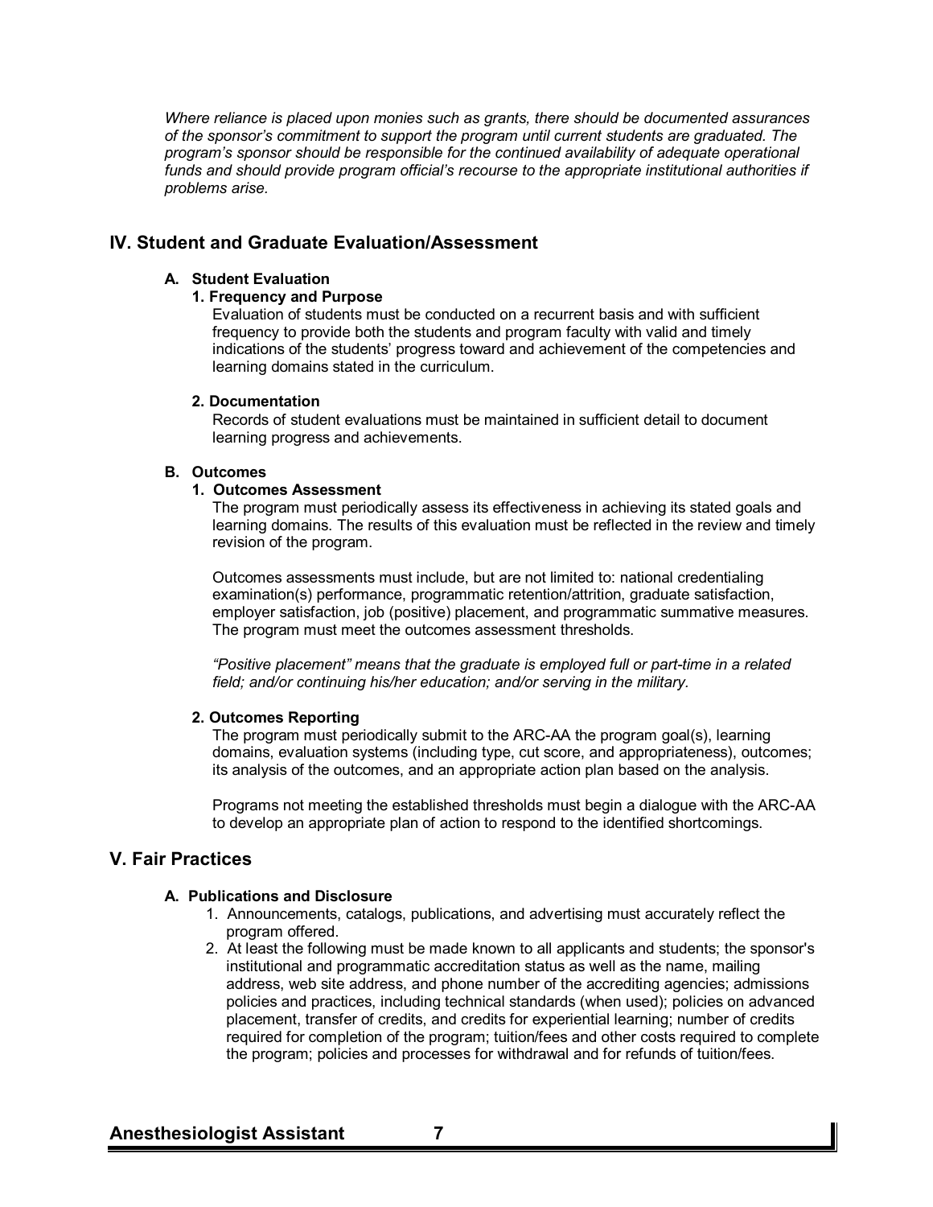*Where reliance is placed upon monies such as grants, there should be documented assurances of the sponsor's commitment to support the program until current students are graduated. The program's sponsor should be responsible for the continued availability of adequate operational funds and should provide program official's recourse to the appropriate institutional authorities if problems arise.*

## IV. Student and Graduate Evaluation/Assessment

### A. Student Evaluation

#### 1. Frequency and Purpose

Evaluation of students must be conducted on a recurrent basis and with sufficient frequency to provide both the students and program faculty with valid and timely indications of the students' progress toward and achievement of the competencies and learning domains stated in the curriculum.

#### 2. Documentation

Records of student evaluations must be maintained in sufficient detail to document learning progress and achievements.

### B. Outcomes

#### 1. Outcomes Assessment

The program must periodically assess its effectiveness in achieving its stated goals and learning domains. The results of this evaluation must be reflected in the review and timely revision of the program.

Outcomes assessments must include, but are not limited to: national credentialing examination(s) performance, programmatic retention/attrition, graduate satisfaction, employer satisfaction, job (positive) placement, and programmatic summative measures. The program must meet the outcomes assessment thresholds.

*"Positive placement" means that the graduate is employed full or part-time in a related field; and/or continuing his/her education; and/or serving in the military.*

#### 2. Outcomes Reporting

The program must periodically submit to the ARC-AA the program goal(s), learning domains, evaluation systems (including type, cut score, and appropriateness), outcomes; its analysis of the outcomes, and an appropriate action plan based on the analysis.

Programs not meeting the established thresholds must begin a dialogue with the ARC-AA to develop an appropriate plan of action to respond to the identified shortcomings.

## V. Fair Practices

### A. Publications and Disclosure

1. Announcements, catalogs, publications, and advertising must accurately reflect the program offered.
2. At least the following must be made known to all applicants and students; the sponsor's institutional and programmatic accreditation status as well as the name, mailing address, web site address, and phone number of the accrediting agencies; admissions policies and practices, including technical standards (when used); policies on advanced placement, transfer of credits, and credits for experiential learning; number of credits required for completion of the program; tuition/fees and other costs required to complete the program; policies and processes for withdrawal and for refunds of tuition/fees.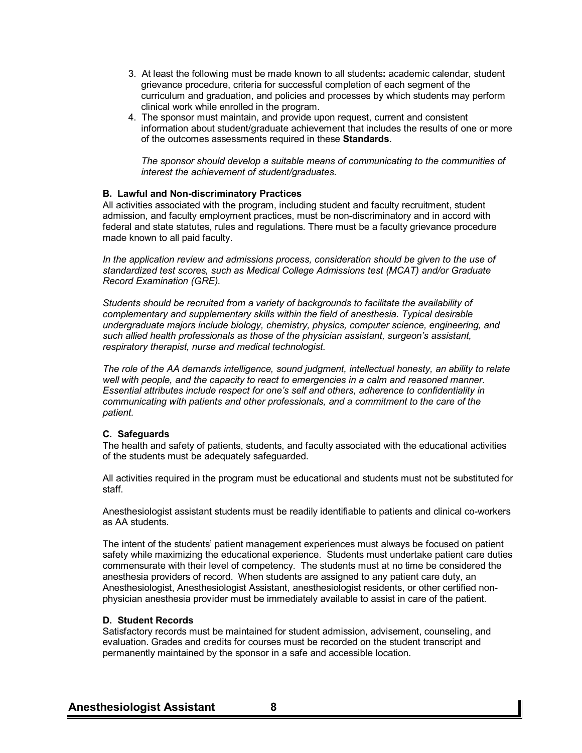3. At least the following must be made known to all students**:** academic calendar, student grievance procedure, criteria for successful completion of each segment of the curriculum and graduation, and policies and processes by which students may perform clinical work while enrolled in the program.
4. The sponsor must maintain, and provide upon request, current and consistent information about student/graduate achievement that includes the results of one or more of the outcomes assessments required in these **Standards**.

   *The sponsor should develop a suitable means of communicating to the communities of interest the achievement of student/graduates.*

#### B. Lawful and Non-discriminatory Practices

All activities associated with the program, including student and faculty recruitment, student admission, and faculty employment practices, must be non-discriminatory and in accord with federal and state statutes, rules and regulations. There must be a faculty grievance procedure made known to all paid faculty.

*In the application review and admissions process, consideration should be given to the use of standardized test scores, such as Medical College Admissions test (MCAT) and/or Graduate Record Examination (GRE).*

*Students should be recruited from a variety of backgrounds to facilitate the availability of complementary and supplementary skills within the field of anesthesia. Typical desirable undergraduate majors include biology, chemistry, physics, computer science, engineering, and such allied health professionals as those of the physician assistant, surgeon's assistant, respiratory therapist, nurse and medical technologist.*

*The role of the AA demands intelligence, sound judgment, intellectual honesty, an ability to relate well with people, and the capacity to react to emergencies in a calm and reasoned manner. Essential attributes include respect for one's self and others, adherence to confidentiality in communicating with patients and other professionals, and a commitment to the care of the patient.*

#### C. Safeguards

The health and safety of patients, students, and faculty associated with the educational activities of the students must be adequately safeguarded.

All activities required in the program must be educational and students must not be substituted for staff.

Anesthesiologist assistant students must be readily identifiable to patients and clinical co-workers as AA students.

The intent of the students' patient management experiences must always be focused on patient safety while maximizing the educational experience. Students must undertake patient care duties commensurate with their level of competency. The students must at no time be considered the anesthesia providers of record. When students are assigned to any patient care duty, an Anesthesiologist, Anesthesiologist Assistant, anesthesiologist residents, or other certified non-physician anesthesia provider must be immediately available to assist in care of the patient.

#### D. Student Records

Satisfactory records must be maintained for student admission, advisement, counseling, and evaluation. Grades and credits for courses must be recorded on the student transcript and permanently maintained by the sponsor in a safe and accessible location.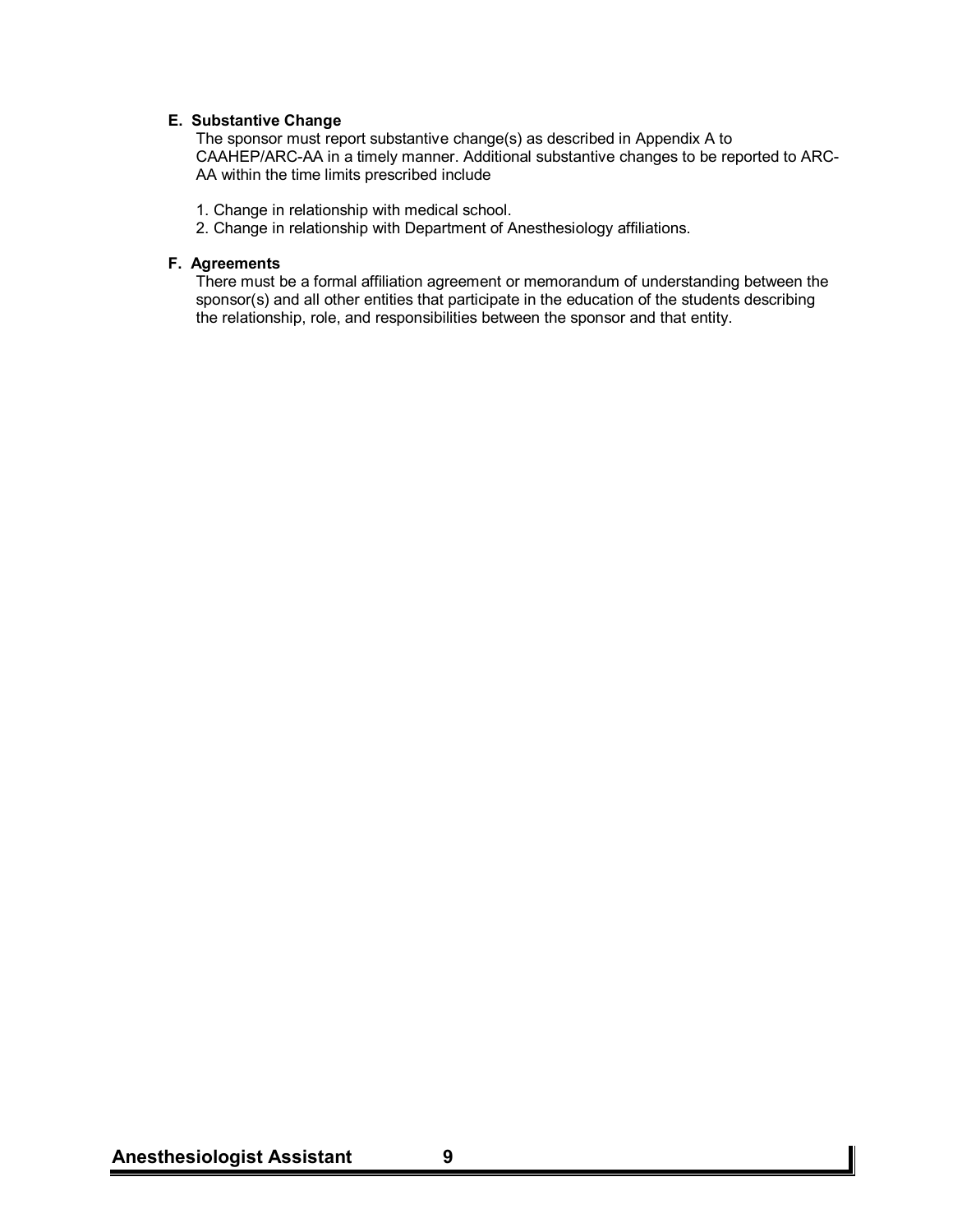### E. Substantive Change

The sponsor must report substantive change(s) as described in Appendix A to CAAHEP/ARC-AA in a timely manner. Additional substantive changes to be reported to ARC-AA within the time limits prescribed include

1. Change in relationship with medical school.
2. Change in relationship with Department of Anesthesiology affiliations.

### F. Agreements

There must be a formal affiliation agreement or memorandum of understanding between the sponsor(s) and all other entities that participate in the education of the students describing the relationship, role, and responsibilities between the sponsor and that entity.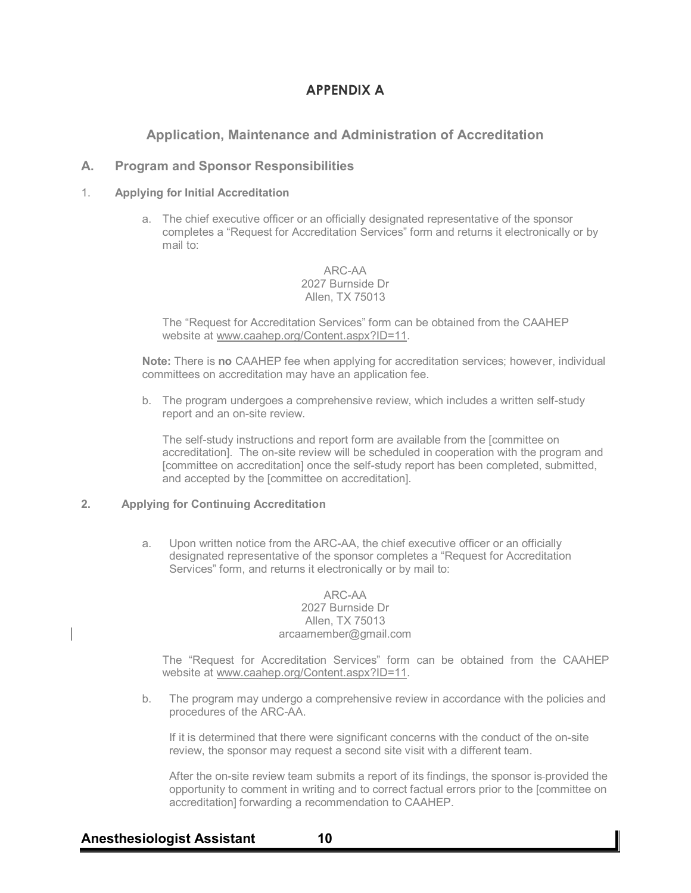# APPENDIX A

## Application, Maintenance and Administration of Accreditation

### A. Program and Sponsor Responsibilities

#### 1. Applying for Initial Accreditation

a. The chief executive officer or an officially designated representative of the sponsor completes a "Request for Accreditation Services" form and returns it electronically or by mail to:

ARC-AA
2027 Burnside Dr
Allen, TX 75013

The "Request for Accreditation Services" form can be obtained from the CAAHEP website at www.caahep.org/Content.aspx?ID=11.

**Note:** There is **no** CAAHEP fee when applying for accreditation services; however, individual committees on accreditation may have an application fee.

b. The program undergoes a comprehensive review, which includes a written self-study report and an on-site review.

The self-study instructions and report form are available from the [committee on accreditation]. The on-site review will be scheduled in cooperation with the program and [committee on accreditation] once the self-study report has been completed, submitted, and accepted by the [committee on accreditation].

#### 2. Applying for Continuing Accreditation

a. Upon written notice from the ARC-AA, the chief executive officer or an officially designated representative of the sponsor completes a "Request for Accreditation Services" form, and returns it electronically or by mail to:

ARC-AA
2027 Burnside Dr
Allen, TX 75013
arcaamember@gmail.com

The "Request for Accreditation Services" form can be obtained from the CAAHEP website at www.caahep.org/Content.aspx?ID=11.

b. The program may undergo a comprehensive review in accordance with the policies and procedures of the ARC-AA.

If it is determined that there were significant concerns with the conduct of the on-site review, the sponsor may request a second site visit with a different team.

After the on-site review team submits a report of its findings, the sponsor is provided the opportunity to comment in writing and to correct factual errors prior to the [committee on accreditation] forwarding a recommendation to CAAHEP.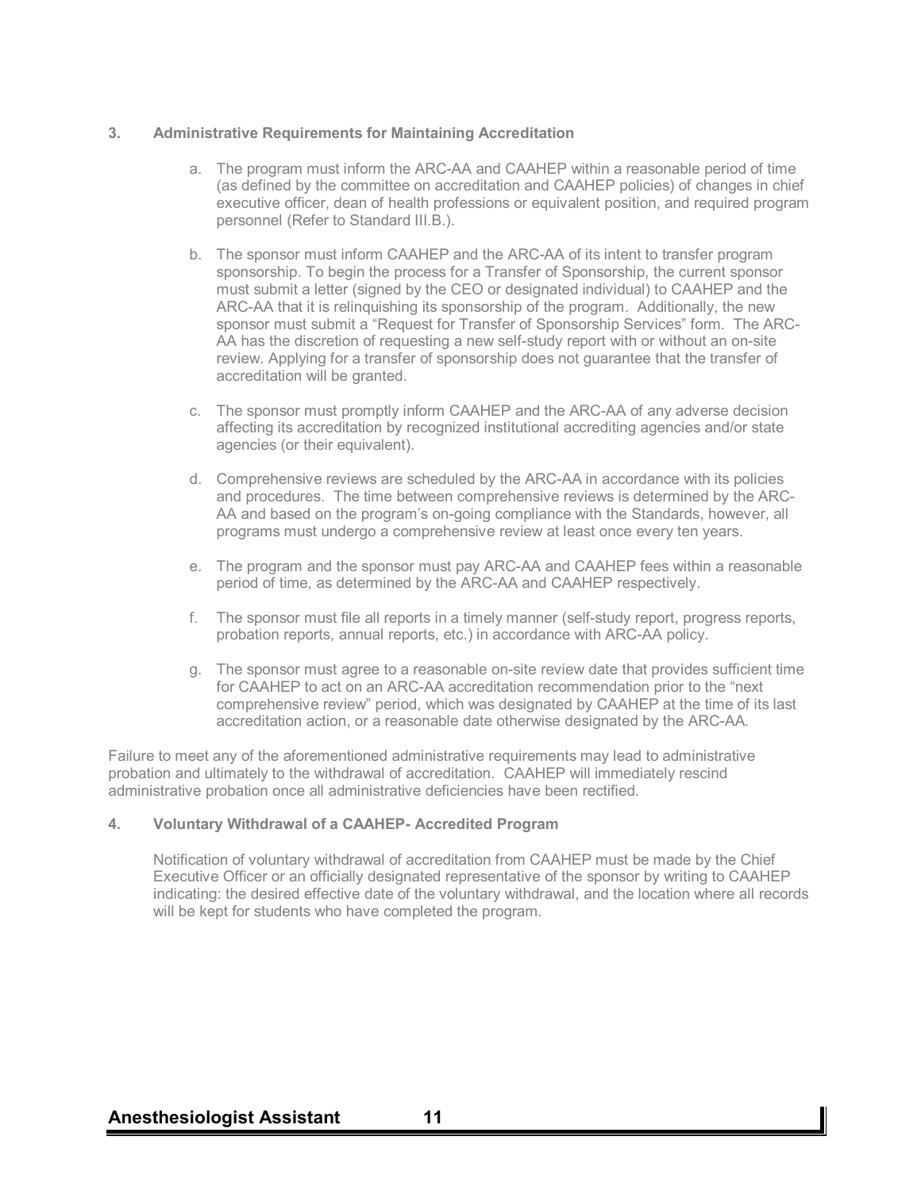### 3. Administrative Requirements for Maintaining Accreditation

a. The program must inform the ARC-AA and CAAHEP within a reasonable period of time (as defined by the committee on accreditation and CAAHEP policies) of changes in chief executive officer, dean of health professions or equivalent position, and required program personnel (Refer to Standard III.B.).

b. The sponsor must inform CAAHEP and the ARC-AA of its intent to transfer program sponsorship. To begin the process for a Transfer of Sponsorship, the current sponsor must submit a letter (signed by the CEO or designated individual) to CAAHEP and the ARC-AA that it is relinquishing its sponsorship of the program. Additionally, the new sponsor must submit a "Request for Transfer of Sponsorship Services" form. The ARC-AA has the discretion of requesting a new self-study report with or without an on-site review. Applying for a transfer of sponsorship does not guarantee that the transfer of accreditation will be granted.

c. The sponsor must promptly inform CAAHEP and the ARC-AA of any adverse decision affecting its accreditation by recognized institutional accrediting agencies and/or state agencies (or their equivalent).

d. Comprehensive reviews are scheduled by the ARC-AA in accordance with its policies and procedures. The time between comprehensive reviews is determined by the ARC-AA and based on the program's on-going compliance with the Standards, however, all programs must undergo a comprehensive review at least once every ten years.

e. The program and the sponsor must pay ARC-AA and CAAHEP fees within a reasonable period of time, as determined by the ARC-AA and CAAHEP respectively.

f. The sponsor must file all reports in a timely manner (self-study report, progress reports, probation reports, annual reports, etc.) in accordance with ARC-AA policy.

g. The sponsor must agree to a reasonable on-site review date that provides sufficient time for CAAHEP to act on an ARC-AA accreditation recommendation prior to the "next comprehensive review" period, which was designated by CAAHEP at the time of its last accreditation action, or a reasonable date otherwise designated by the ARC-AA.

Failure to meet any of the aforementioned administrative requirements may lead to administrative probation and ultimately to the withdrawal of accreditation. CAAHEP will immediately rescind administrative probation once all administrative deficiencies have been rectified.

### 4. Voluntary Withdrawal of a CAAHEP- Accredited Program

Notification of voluntary withdrawal of accreditation from CAAHEP must be made by the Chief Executive Officer or an officially designated representative of the sponsor by writing to CAAHEP indicating: the desired effective date of the voluntary withdrawal, and the location where all records will be kept for students who have completed the program.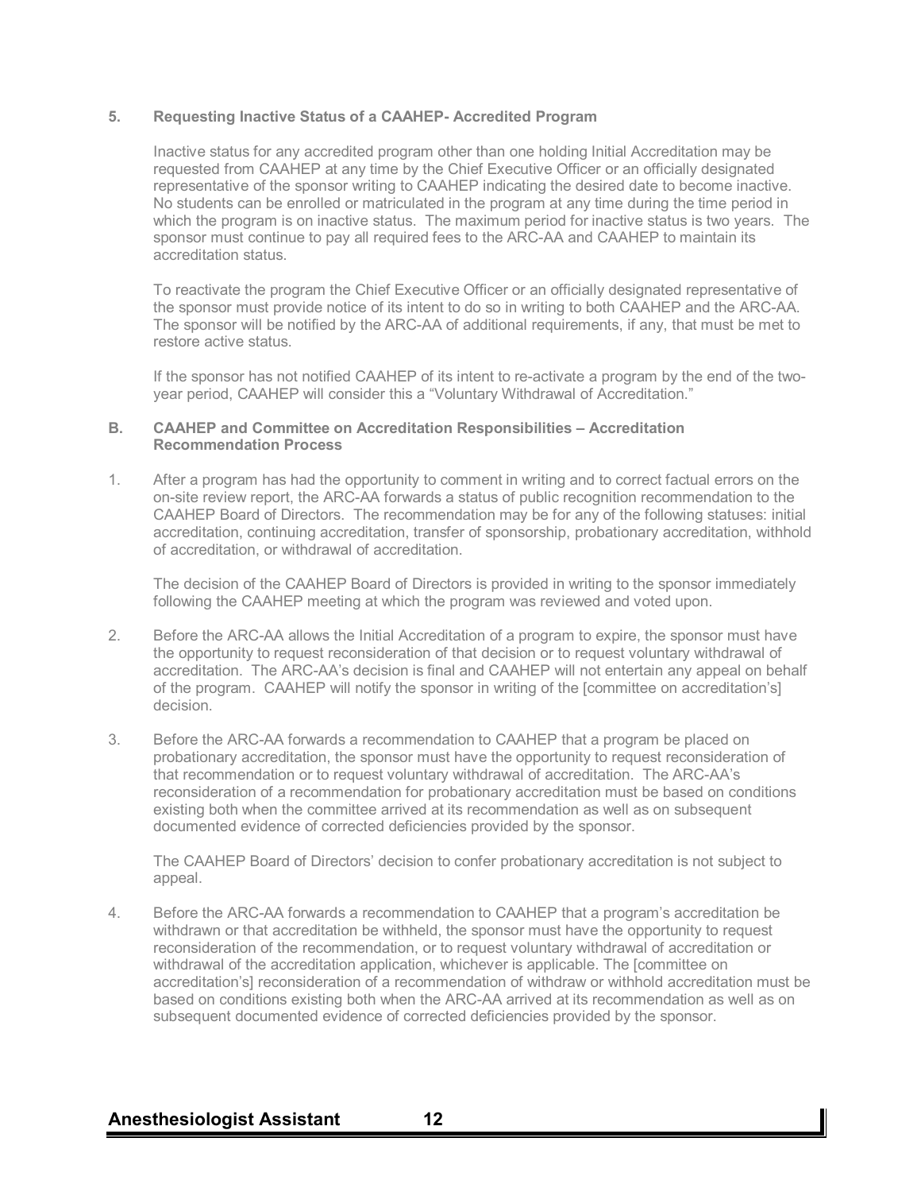### 5. Requesting Inactive Status of a CAAHEP- Accredited Program

Inactive status for any accredited program other than one holding Initial Accreditation may be requested from CAAHEP at any time by the Chief Executive Officer or an officially designated representative of the sponsor writing to CAAHEP indicating the desired date to become inactive. No students can be enrolled or matriculated in the program at any time during the time period in which the program is on inactive status. The maximum period for inactive status is two years. The sponsor must continue to pay all required fees to the ARC-AA and CAAHEP to maintain its accreditation status.

To reactivate the program the Chief Executive Officer or an officially designated representative of the sponsor must provide notice of its intent to do so in writing to both CAAHEP and the ARC-AA. The sponsor will be notified by the ARC-AA of additional requirements, if any, that must be met to restore active status.

If the sponsor has not notified CAAHEP of its intent to re-activate a program by the end of the two-year period, CAAHEP will consider this a “Voluntary Withdrawal of Accreditation.”

## B. CAAHEP and Committee on Accreditation Responsibilities – Accreditation Recommendation Process

1. After a program has had the opportunity to comment in writing and to correct factual errors on the on-site review report, the ARC-AA forwards a status of public recognition recommendation to the CAAHEP Board of Directors. The recommendation may be for any of the following statuses: initial accreditation, continuing accreditation, transfer of sponsorship, probationary accreditation, withhold of accreditation, or withdrawal of accreditation.

   The decision of the CAAHEP Board of Directors is provided in writing to the sponsor immediately following the CAAHEP meeting at which the program was reviewed and voted upon.

2. Before the ARC-AA allows the Initial Accreditation of a program to expire, the sponsor must have the opportunity to request reconsideration of that decision or to request voluntary withdrawal of accreditation. The ARC-AA’s decision is final and CAAHEP will not entertain any appeal on behalf of the program. CAAHEP will notify the sponsor in writing of the [committee on accreditation’s] decision.

3. Before the ARC-AA forwards a recommendation to CAAHEP that a program be placed on probationary accreditation, the sponsor must have the opportunity to request reconsideration of that recommendation or to request voluntary withdrawal of accreditation. The ARC-AA’s reconsideration of a recommendation for probationary accreditation must be based on conditions existing both when the committee arrived at its recommendation as well as on subsequent documented evidence of corrected deficiencies provided by the sponsor.

   The CAAHEP Board of Directors’ decision to confer probationary accreditation is not subject to appeal.

4. Before the ARC-AA forwards a recommendation to CAAHEP that a program’s accreditation be withdrawn or that accreditation be withheld, the sponsor must have the opportunity to request reconsideration of the recommendation, or to request voluntary withdrawal of accreditation or withdrawal of the accreditation application, whichever is applicable. The [committee on accreditation’s] reconsideration of a recommendation of withdraw or withhold accreditation must be based on conditions existing both when the ARC-AA arrived at its recommendation as well as on subsequent documented evidence of corrected deficiencies provided by the sponsor.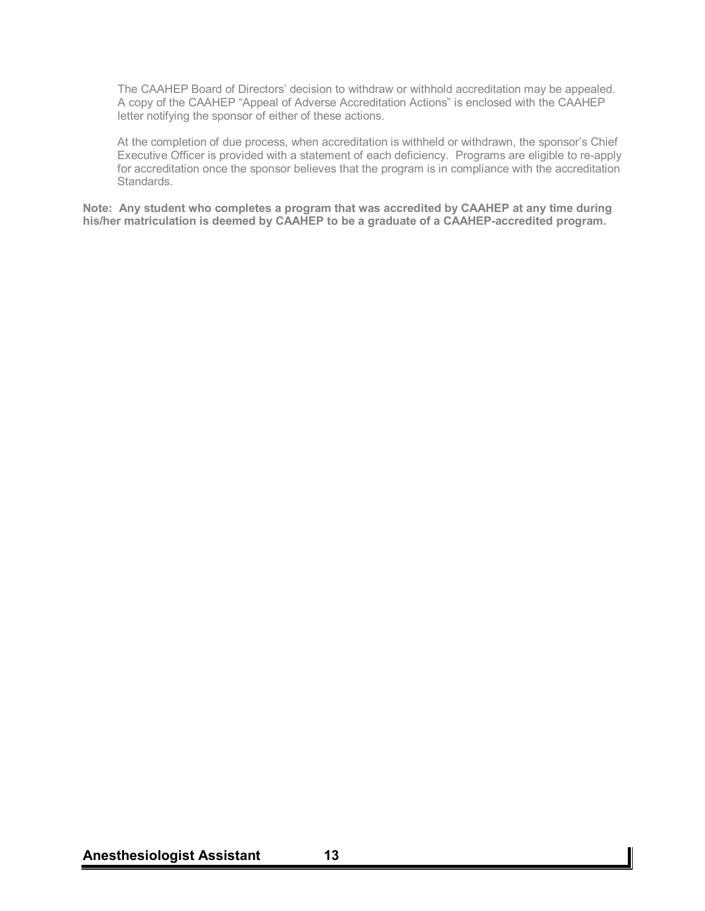The CAAHEP Board of Directors' decision to withdraw or withhold accreditation may be appealed. A copy of the CAAHEP "Appeal of Adverse Accreditation Actions" is enclosed with the CAAHEP letter notifying the sponsor of either of these actions.

At the completion of due process, when accreditation is withheld or withdrawn, the sponsor's Chief Executive Officer is provided with a statement of each deficiency. Programs are eligible to re-apply for accreditation once the sponsor believes that the program is in compliance with the accreditation Standards.

**Note: Any student who completes a program that was accredited by CAAHEP at any time during his/her matriculation is deemed by CAAHEP to be a graduate of a CAAHEP-accredited program.**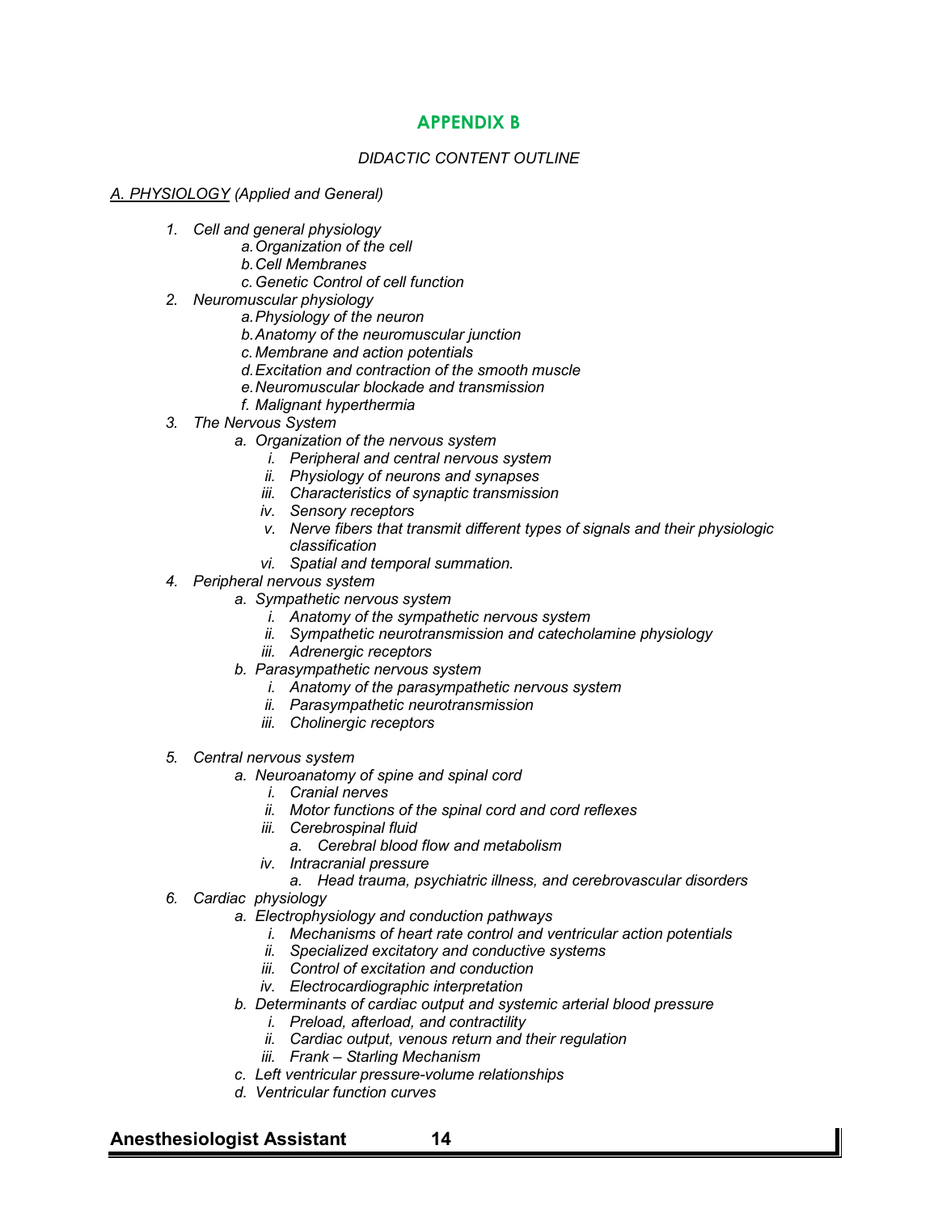## APPENDIX B

*DIDACTIC CONTENT OUTLINE*

*A. PHYSIOLOGY (Applied and General)*

1. *Cell and general physiology*
   - a. *Organization of the cell*
   - b. *Cell Membranes*
   - c. *Genetic Control of cell function*
2. *Neuromuscular physiology*
   - a. *Physiology of the neuron*
   - b. *Anatomy of the neuromuscular junction*
   - c. *Membrane and action potentials*
   - d. *Excitation and contraction of the smooth muscle*
   - e. *Neuromuscular blockade and transmission*
   - f. *Malignant hyperthermia*
3. *The Nervous System*
   - a. *Organization of the nervous system*
     - i. *Peripheral and central nervous system*
     - ii. *Physiology of neurons and synapses*
     - iii. *Characteristics of synaptic transmission*
     - iv. *Sensory receptors*
     - v. *Nerve fibers that transmit different types of signals and their physiologic classification*
     - vi. *Spatial and temporal summation.*
4. *Peripheral nervous system*
   - a. *Sympathetic nervous system*
     - i. *Anatomy of the sympathetic nervous system*
     - ii. *Sympathetic neurotransmission and catecholamine physiology*
     - iii. *Adrenergic receptors*
   - b. *Parasympathetic nervous system*
     - i. *Anatomy of the parasympathetic nervous system*
     - ii. *Parasympathetic neurotransmission*
     - iii. *Cholinergic receptors*
5. *Central nervous system*
   - a. *Neuroanatomy of spine and spinal cord*
     - i. *Cranial nerves*
     - ii. *Motor functions of the spinal cord and cord reflexes*
     - iii. *Cerebrospinal fluid*
       - a. *Cerebral blood flow and metabolism*
     - iv. *Intracranial pressure*
       - a. *Head trauma, psychiatric illness, and cerebrovascular disorders*
6. *Cardiac physiology*
   - a. *Electrophysiology and conduction pathways*
     - i. *Mechanisms of heart rate control and ventricular action potentials*
     - ii. *Specialized excitatory and conductive systems*
     - iii. *Control of excitation and conduction*
     - iv. *Electrocardiographic interpretation*
   - b. *Determinants of cardiac output and systemic arterial blood pressure*
     - i. *Preload, afterload, and contractility*
     - ii. *Cardiac output, venous return and their regulation*
     - iii. *Frank – Starling Mechanism*
   - c. *Left ventricular pressure-volume relationships*
   - d. *Ventricular function curves*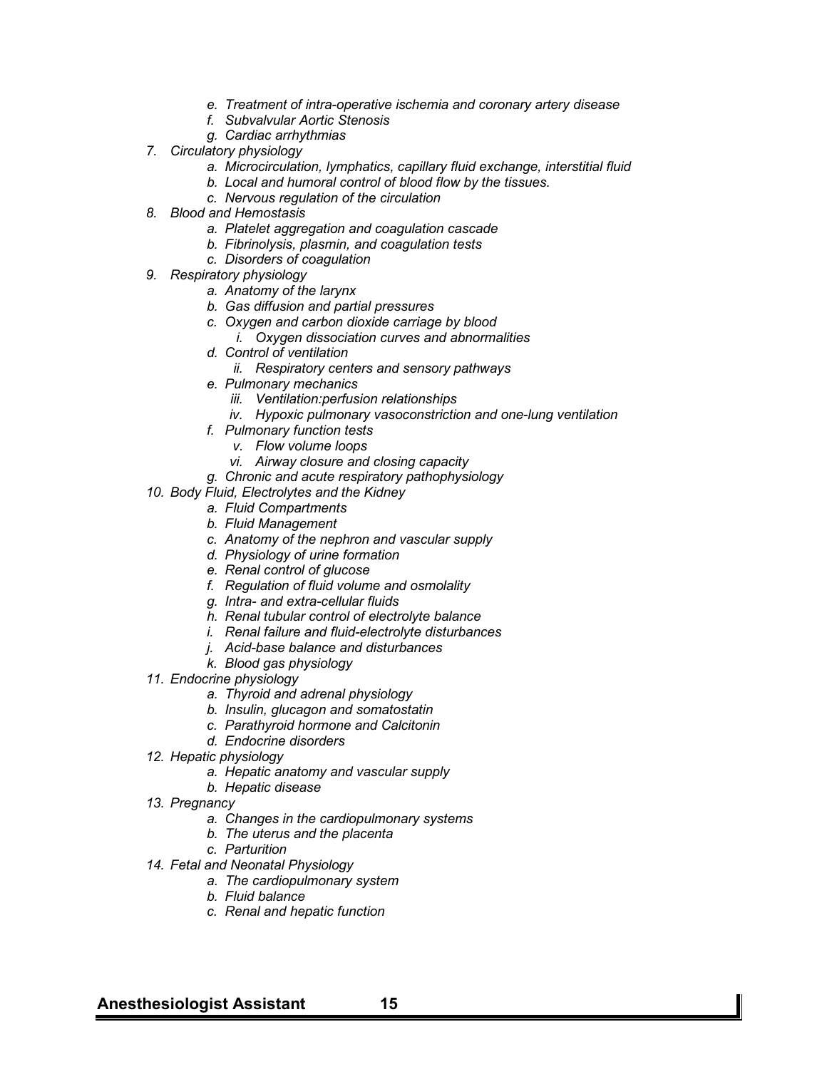e. *Treatment of intra-operative ischemia and coronary artery disease*
   f. *Subvalvular Aortic Stenosis*
   g. *Cardiac arrhythmias*

7. *Circulatory physiology*
   a. *Microcirculation, lymphatics, capillary fluid exchange, interstitial fluid*
   b. *Local and humoral control of blood flow by the tissues.*
   c. *Nervous regulation of the circulation*
8. *Blood and Hemostasis*
   a. *Platelet aggregation and coagulation cascade*
   b. *Fibrinolysis, plasmin, and coagulation tests*
   c. *Disorders of coagulation*
9. *Respiratory physiology*
   a. *Anatomy of the larynx*
   b. *Gas diffusion and partial pressures*
   c. *Oxygen and carbon dioxide carriage by blood*
      i. *Oxygen dissociation curves and abnormalities*
   d. *Control of ventilation*
      ii. *Respiratory centers and sensory pathways*
   e. *Pulmonary mechanics*
      iii. *Ventilation:perfusion relationships*
      iv. *Hypoxic pulmonary vasoconstriction and one-lung ventilation*
   f. *Pulmonary function tests*
      v. *Flow volume loops*
      vi. *Airway closure and closing capacity*
   g. *Chronic and acute respiratory pathophysiology*
10. *Body Fluid, Electrolytes and the Kidney*
    a. *Fluid Compartments*
    b. *Fluid Management*
    c. *Anatomy of the nephron and vascular supply*
    d. *Physiology of urine formation*
    e. *Renal control of glucose*
    f. *Regulation of fluid volume and osmolality*
    g. *Intra- and extra-cellular fluids*
    h. *Renal tubular control of electrolyte balance*
    i. *Renal failure and fluid-electrolyte disturbances*
    j. *Acid-base balance and disturbances*
    k. *Blood gas physiology*
11. *Endocrine physiology*
    a. *Thyroid and adrenal physiology*
    b. *Insulin, glucagon and somatostatin*
    c. *Parathyroid hormone and Calcitonin*
    d. *Endocrine disorders*
12. *Hepatic physiology*
    a. *Hepatic anatomy and vascular supply*
    b. *Hepatic disease*
13. *Pregnancy*
    a. *Changes in the cardiopulmonary systems*
    b. *The uterus and the placenta*
    c. *Parturition*
14. *Fetal and Neonatal Physiology*
    a. *The cardiopulmonary system*
    b. *Fluid balance*
    c. *Renal and hepatic function*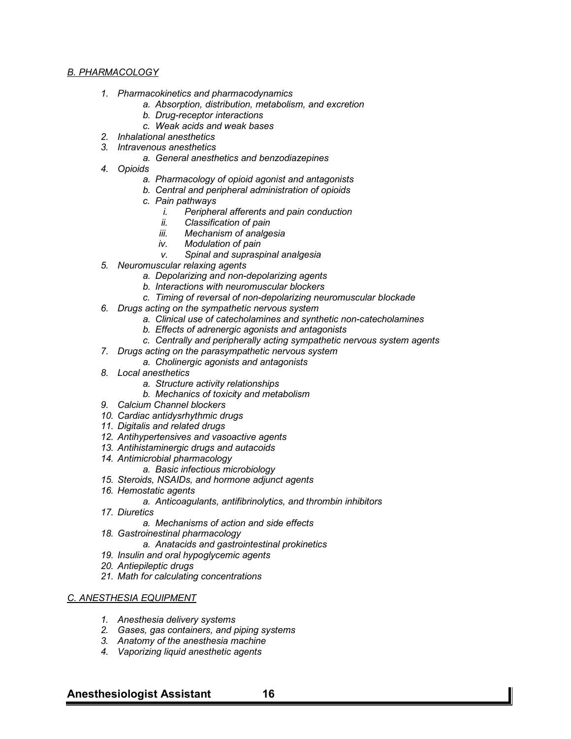*B. PHARMACOLOGY*

1. *Pharmacokinetics and pharmacodynamics*
   a. *Absorption, distribution, metabolism, and excretion*
   b. *Drug-receptor interactions*
   c. *Weak acids and weak bases*
2. *Inhalational anesthetics*
3. *Intravenous anesthetics*
   a. *General anesthetics and benzodiazepines*
4. *Opioids*
   a. *Pharmacology of opioid agonist and antagonists*
   b. *Central and peripheral administration of opioids*
   c. *Pain pathways*
      i. *Peripheral afferents and pain conduction*
      ii. *Classification of pain*
      iii. *Mechanism of analgesia*
      iv. *Modulation of pain*
      v. *Spinal and supraspinal analgesia*
5. *Neuromuscular relaxing agents*
   a. *Depolarizing and non-depolarizing agents*
   b. *Interactions with neuromuscular blockers*
   c. *Timing of reversal of non-depolarizing neuromuscular blockade*
6. *Drugs acting on the sympathetic nervous system*
   a. *Clinical use of catecholamines and synthetic non-catecholamines*
   b. *Effects of adrenergic agonists and antagonists*
   c. *Centrally and peripherally acting sympathetic nervous system agents*
7. *Drugs acting on the parasympathetic nervous system*
   a. *Cholinergic agonists and antagonists*
8. *Local anesthetics*
   a. *Structure activity relationships*
   b. *Mechanics of toxicity and metabolism*
9. *Calcium Channel blockers*
10. *Cardiac antidysrhythmic drugs*
11. *Digitalis and related drugs*
12. *Antihypertensives and vasoactive agents*
13. *Antihistaminergic drugs and autacoids*
14. *Antimicrobial pharmacology*
    a. *Basic infectious microbiology*
15. *Steroids, NSAIDs, and hormone adjunct agents*
16. *Hemostatic agents*
    a. *Anticoagulants, antifibrinolytics, and thrombin inhibitors*
17. *Diuretics*
    a. *Mechanisms of action and side effects*
18. *Gastroinestinal pharmacology*
    a. *Anatacids and gastrointestinal prokinetics*
19. *Insulin and oral hypoglycemic agents*
20. *Antiepileptic drugs*
21. *Math for calculating concentrations*

*C. ANESTHESIA EQUIPMENT*

1. *Anesthesia delivery systems*
2. *Gases, gas containers, and piping systems*
3. *Anatomy of the anesthesia machine*
4. *Vaporizing liquid anesthetic agents*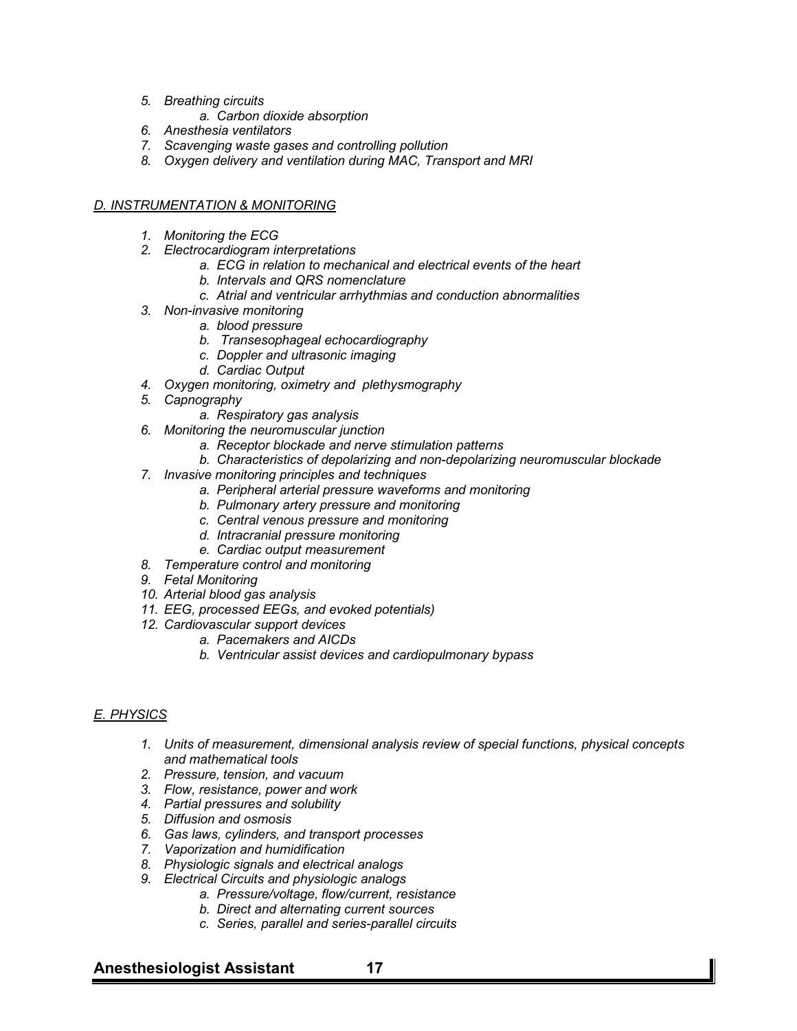5. *Breathing circuits*
    a. *Carbon dioxide absorption*
6. *Anesthesia ventilators*
7. *Scavenging waste gases and controlling pollution*
8. *Oxygen delivery and ventilation during MAC, Transport and MRI*

*D. INSTRUMENTATION & MONITORING*

1. *Monitoring the ECG*
2. *Electrocardiogram interpretations*
    a. *ECG in relation to mechanical and electrical events of the heart*
    b. *Intervals and QRS nomenclature*
    c. *Atrial and ventricular arrhythmias and conduction abnormalities*
3. *Non-invasive monitoring*
    a. *blood pressure*
    b. *Transesophageal echocardiography*
    c. *Doppler and ultrasonic imaging*
    d. *Cardiac Output*
4. *Oxygen monitoring, oximetry and plethysmography*
5. *Capnography*
    a. *Respiratory gas analysis*
6. *Monitoring the neuromuscular junction*
    a. *Receptor blockade and nerve stimulation patterns*
    b. *Characteristics of depolarizing and non-depolarizing neuromuscular blockade*
7. *Invasive monitoring principles and techniques*
    a. *Peripheral arterial pressure waveforms and monitoring*
    b. *Pulmonary artery pressure and monitoring*
    c. *Central venous pressure and monitoring*
    d. *Intracranial pressure monitoring*
    e. *Cardiac output measurement*
8. *Temperature control and monitoring*
9. *Fetal Monitoring*
10. *Arterial blood gas analysis*
11. *EEG, processed EEGs, and evoked potentials)*
12. *Cardiovascular support devices*
    a. *Pacemakers and AICDs*
    b. *Ventricular assist devices and cardiopulmonary bypass*

*E. PHYSICS*

1. *Units of measurement, dimensional analysis review of special functions, physical concepts and mathematical tools*
2. *Pressure, tension, and vacuum*
3. *Flow, resistance, power and work*
4. *Partial pressures and solubility*
5. *Diffusion and osmosis*
6. *Gas laws, cylinders, and transport processes*
7. *Vaporization and humidification*
8. *Physiologic signals and electrical analogs*
9. *Electrical Circuits and physiologic analogs*
    a. *Pressure/voltage, flow/current, resistance*
    b. *Direct and alternating current sources*
    c. *Series, parallel and series-parallel circuits*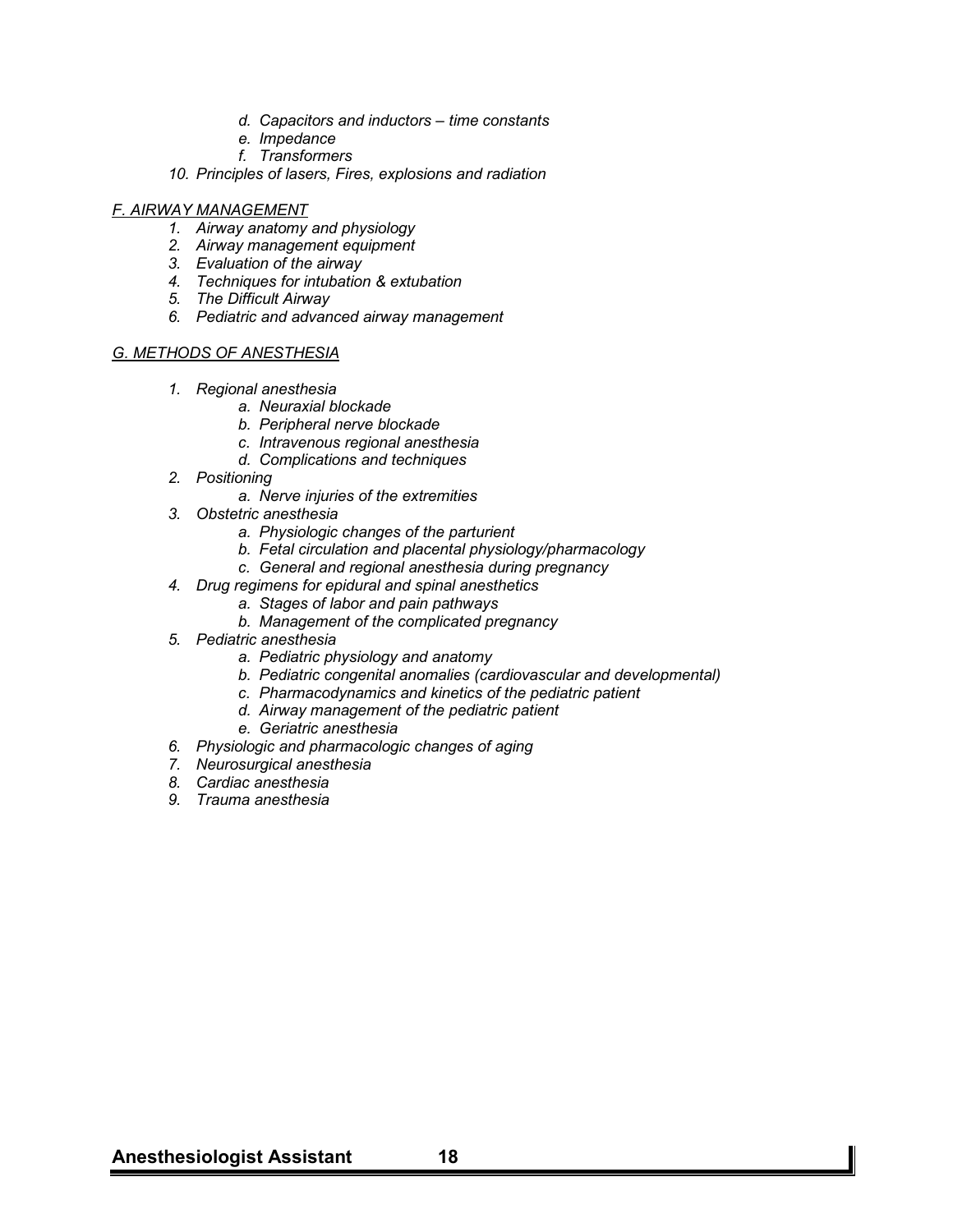- d. *Capacitors and inductors – time constants*
   - e. *Impedance*
   - f. *Transformers*
10. *Principles of lasers, Fires, explosions and radiation*

*F. AIRWAY MANAGEMENT*

1. *Airway anatomy and physiology*
2. *Airway management equipment*
3. *Evaluation of the airway*
4. *Techniques for intubation & extubation*
5. *The Difficult Airway*
6. *Pediatric and advanced airway management*

*G. METHODS OF ANESTHESIA*

1. *Regional anesthesia*
   - a. *Neuraxial blockade*
   - b. *Peripheral nerve blockade*
   - c. *Intravenous regional anesthesia*
   - d. *Complications and techniques*
2. *Positioning*
   - a. *Nerve injuries of the extremities*
3. *Obstetric anesthesia*
   - a. *Physiologic changes of the parturient*
   - b. *Fetal circulation and placental physiology/pharmacology*
   - c. *General and regional anesthesia during pregnancy*
4. *Drug regimens for epidural and spinal anesthetics*
   - a. *Stages of labor and pain pathways*
   - b. *Management of the complicated pregnancy*
5. *Pediatric anesthesia*
   - a. *Pediatric physiology and anatomy*
   - b. *Pediatric congenital anomalies (cardiovascular and developmental)*
   - c. *Pharmacodynamics and kinetics of the pediatric patient*
   - d. *Airway management of the pediatric patient*
   - e. *Geriatric anesthesia*
6. *Physiologic and pharmacologic changes of aging*
7. *Neurosurgical anesthesia*
8. *Cardiac anesthesia*
9. *Trauma anesthesia*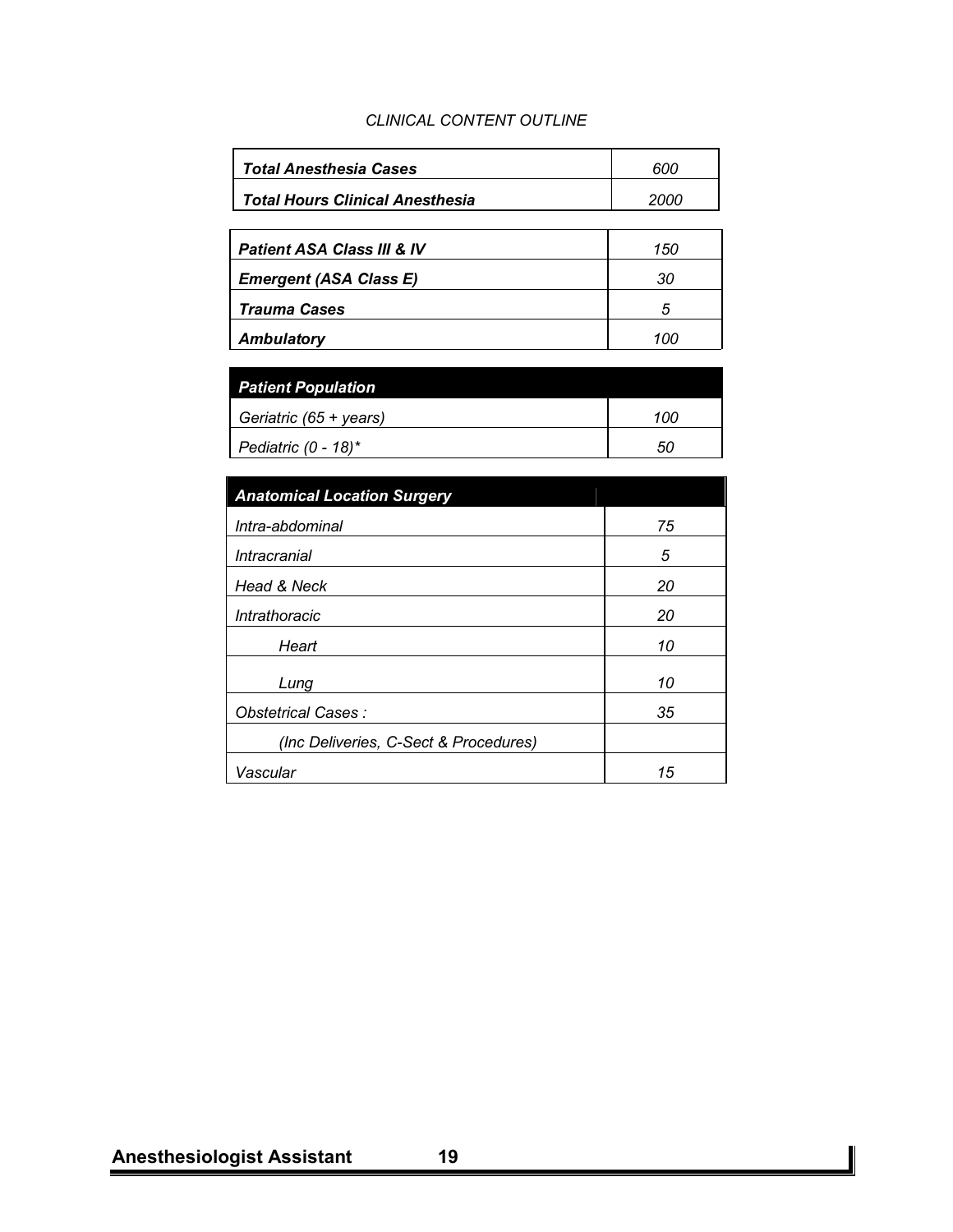*CLINICAL CONTENT OUTLINE*

| ***Total Anesthesia Cases*** | *600* |
|---|---|
| ***Total Hours Clinical Anesthesia*** | *2000* |

| ***Patient ASA Class III & IV*** | *150* |
|---|---|
| ***Emergent (ASA Class E)*** | *30* |
| ***Trauma Cases*** | *5* |
| ***Ambulatory*** | *100* |

| ***Patient Population*** | |
|---|---|
| *Geriatric (65 + years)* | *100* |
| *Pediatric (0 - 18)** | *50* |

| ***Anatomical Location Surgery*** | |
|---|---|
| *Intra-abdominal* | *75* |
| *Intracranial* | *5* |
| *Head & Neck* | *20* |
| *Intrathoracic* | *20* |
| *Heart* | *10* |
| *Lung* | *10* |
| *Obstetrical Cases :* | *35* |
| *(Inc Deliveries, C-Sect & Procedures)* | |
| *Vascular* | *15* |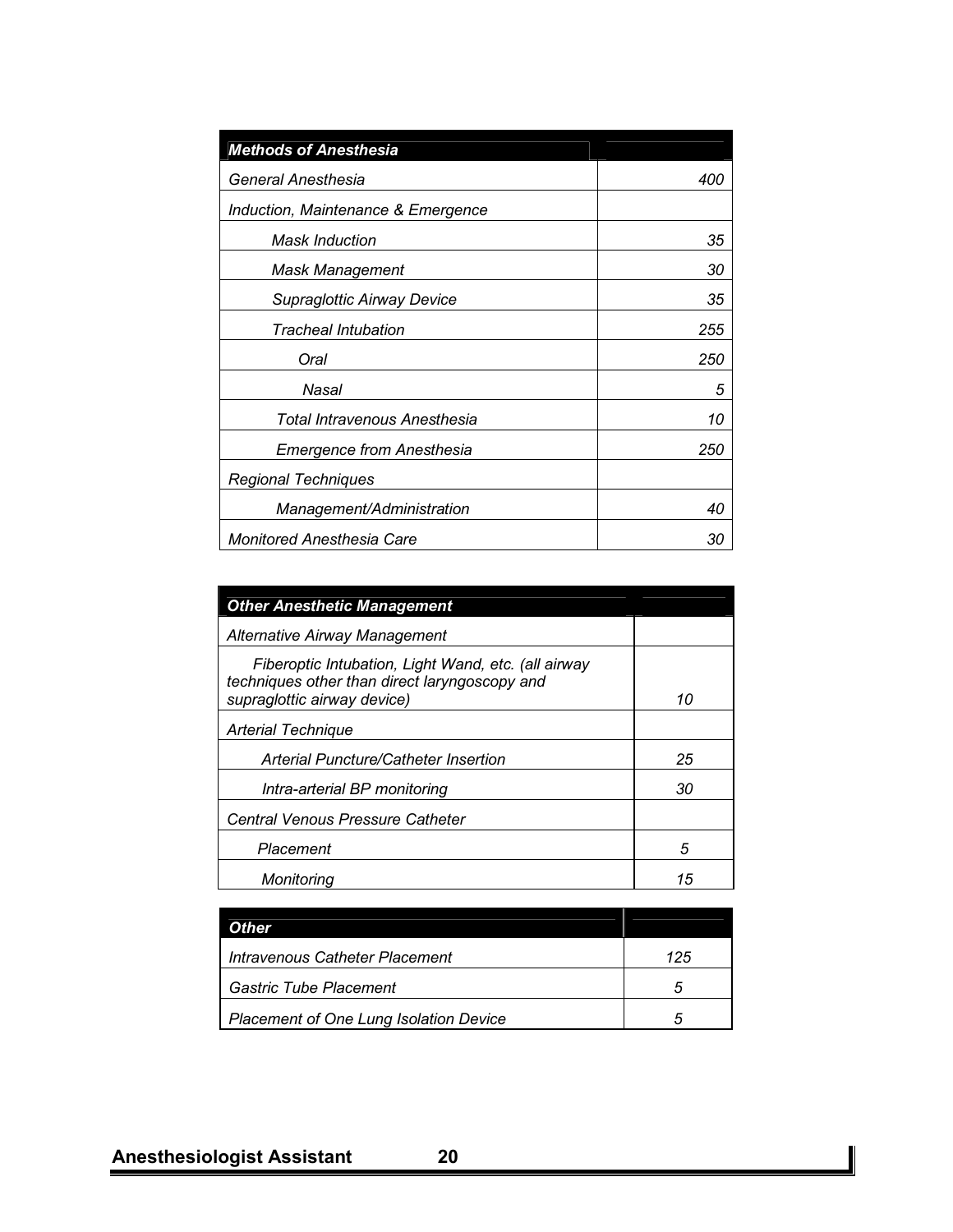| *Methods of Anesthesia* | |
|---|---|
| *General Anesthesia* | *400* |
| *Induction, Maintenance & Emergence* | |
| *Mask Induction* | *35* |
| *Mask Management* | *30* |
| *Supraglottic Airway Device* | *35* |
| *Tracheal Intubation* | *255* |
| *Oral* | *250* |
| *Nasal* | *5* |
| *Total Intravenous Anesthesia* | *10* |
| *Emergence from Anesthesia* | *250* |
| *Regional Techniques* | |
| *Management/Administration* | *40* |
| *Monitored Anesthesia Care* | *30* |

| *Other Anesthetic Management* | |
|---|---|
| *Alternative Airway Management* | |
| *Fiberoptic Intubation, Light Wand, etc. (all airway techniques other than direct laryngoscopy and supraglottic airway device)* | *10* |
| *Arterial Technique* | |
| *Arterial Puncture/Catheter Insertion* | *25* |
| *Intra-arterial BP monitoring* | *30* |
| *Central Venous Pressure Catheter* | |
| *Placement* | *5* |
| *Monitoring* | *15* |

| *Other* | |
|---|---|
| *Intravenous Catheter Placement* | *125* |
| *Gastric Tube Placement* | *5* |
| *Placement of One Lung Isolation Device* | *5* |